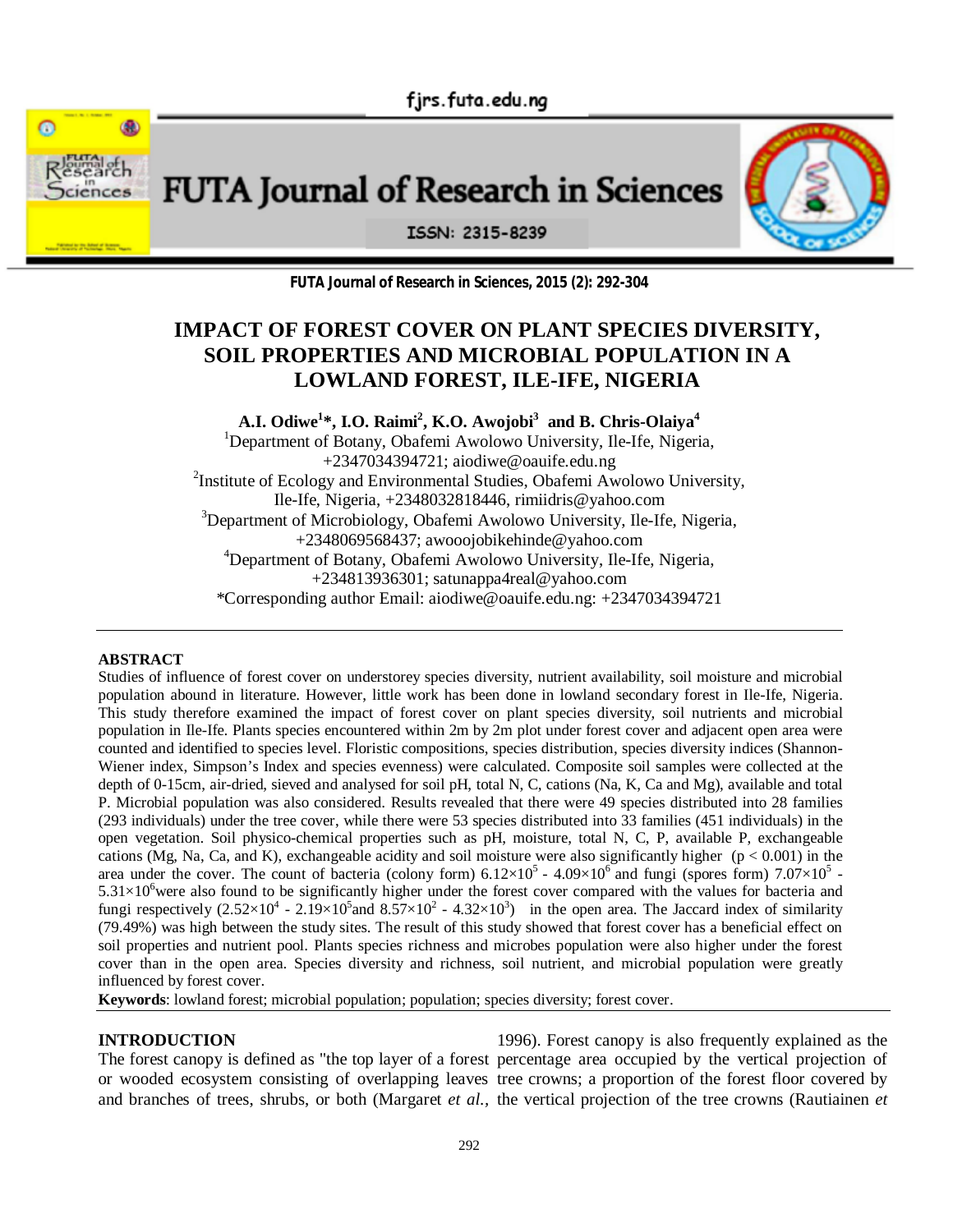# IMPACT OF FOREST COVER ON PLANT SPECIES DIVERSITY, SOIL PROPERTIES AND MICROBIAL POPULATION IN A LOWLAND FOREST, ILE-IFE, NIGERIA

**A.I. Odiwe[1]*, I.O. Raimi[2], K.O. Awojobi[3] and B. Chris-Olaiya[4]**

[1]Department of Botany, Obafemi Awolowo University, Ile-Ife, Nigeria, +2347034394721; aiodiwe@oauife.edu.ng

[2]Institute of Ecology and Environmental Studies, Obafemi Awolowo University, Ile-Ife, Nigeria, +2348032818446, rimiidris@yahoo.com

[3]Department of Microbiology, Obafemi Awolowo University, Ile-Ife, Nigeria, +2348069568437; awooojobikehinde@yahoo.com

[4]Department of Botany, Obafemi Awolowo University, Ile-Ife, Nigeria, +234813936301; satunappa4real@yahoo.com

*Corresponding author Email: aiodiwe@oauife.edu.ng: +2347034394721

## ABSTRACT

Studies of influence of forest cover on understorey species diversity, nutrient availability, soil moisture and microbial population abound in literature. However, little work has been done in lowland secondary forest in Ile-Ife, Nigeria. This study therefore examined the impact of forest cover on plant species diversity, soil nutrients and microbial population in Ile-Ife. Plants species encountered within 2m by 2m plot under forest cover and adjacent open area were counted and identified to species level. Floristic compositions, species distribution, species diversity indices (Shannon-Wiener index, Simpson's Index and species evenness) were calculated. Composite soil samples were collected at the depth of 0-15cm, air-dried, sieved and analysed for soil pH, total N, C, cations (Na, K, Ca and Mg), available and total P. Microbial population was also considered. Results revealed that there were 49 species distributed into 28 families (293 individuals) under the tree cover, while there were 53 species distributed into 33 families (451 individuals) in the open vegetation. Soil physico-chemical properties such as pH, moisture, total N, C, P, available P, exchangeable cations (Mg, Na, Ca, and K), exchangeable acidity and soil moisture were also significantly higher ($p < 0.001$) in the area under the cover. The count of bacteria (colony form) $6.12\times10^5$ - $4.09\times10^6$ and fungi (spores form) $7.07\times10^5$ - $5.31\times10^6$were also found to be significantly higher under the forest cover compared with the values for bacteria and fungi respectively ($2.52\times10^4$ - $2.19\times10^5$and $8.57\times10^2$ - $4.32\times10^3$) in the open area. The Jaccard index of similarity (79.49%) was high between the study sites. The result of this study showed that forest cover has a beneficial effect on soil properties and nutrient pool. Plants species richness and microbes population were also higher under the forest cover than in the open area. Species diversity and richness, soil nutrient, and microbial population were greatly influenced by forest cover.

**Keywords**: lowland forest; microbial population; population; species diversity; forest cover.

## INTRODUCTION

The forest canopy is defined as "the top layer of a forest or wooded ecosystem consisting of overlapping leaves and branches of trees, shrubs, or both (Margaret *et al.*, 1996). Forest canopy is also frequently explained as the percentage area occupied by the vertical projection of tree crowns; a proportion of the forest floor covered by the vertical projection of the tree crowns (Rautiainen *et*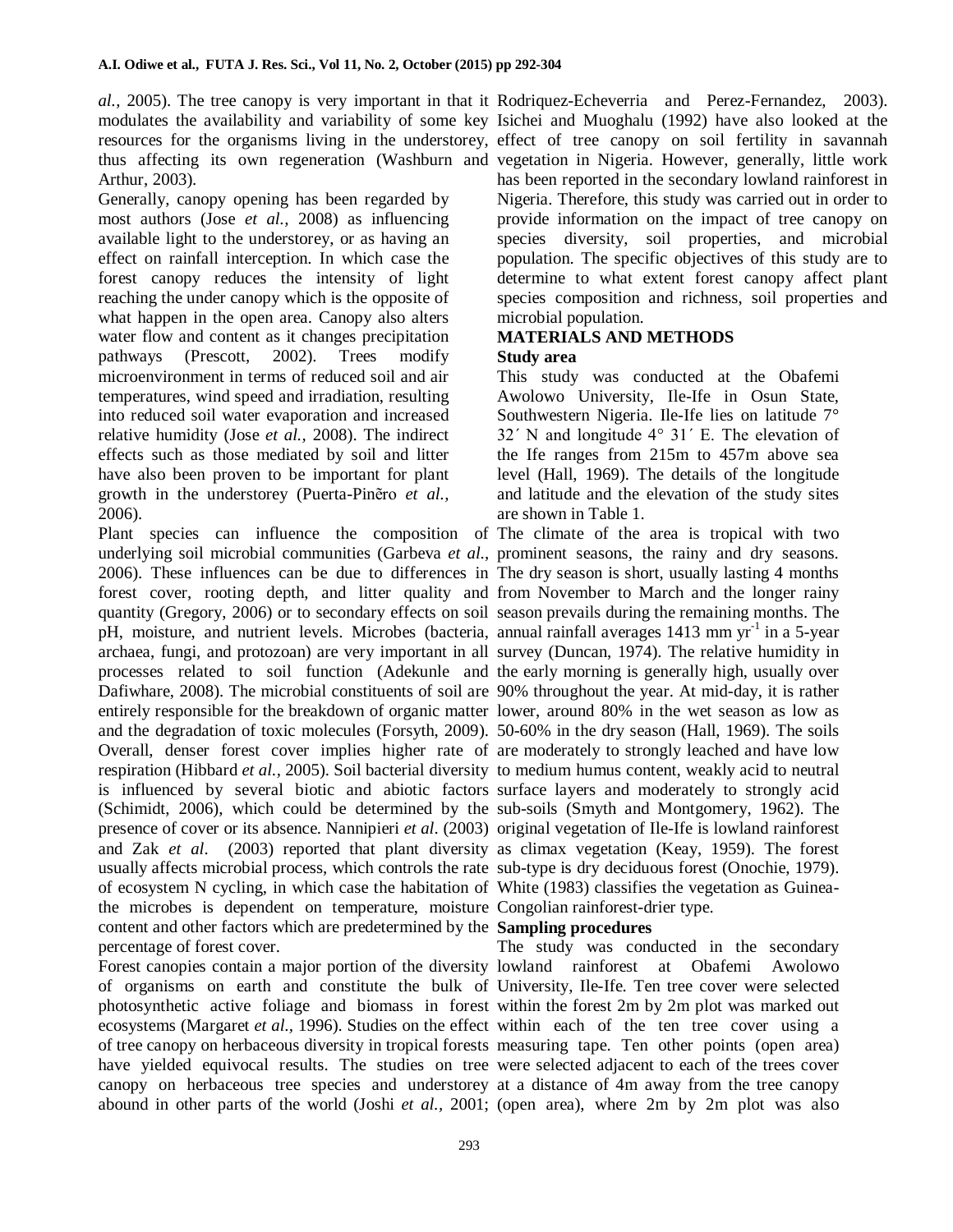*al.,* 2005). The tree canopy is very important in that it modulates the availability and variability of some key resources for the organisms living in the understorey, thus affecting its own regeneration (Washburn and Arthur, 2003).

Generally, canopy opening has been regarded by most authors (Jose *et al.,* 2008) as influencing available light to the understorey, or as having an effect on rainfall interception. In which case the forest canopy reduces the intensity of light reaching the under canopy which is the opposite of what happen in the open area. Canopy also alters water flow and content as it changes precipitation pathways (Prescott, 2002). Trees modify microenvironment in terms of reduced soil and air temperatures, wind speed and irradiation, resulting into reduced soil water evaporation and increased relative humidity (Jose *et al.,* 2008). The indirect effects such as those mediated by soil and litter have also been proven to be important for plant growth in the understorey (Puerta-Piněro *et al.,* 2006).

Plant species can influence the composition of underlying soil microbial communities (Garbeva *et al.*, 2006). These influences can be due to differences in forest cover, rooting depth, and litter quality and quantity (Gregory, 2006) or to secondary effects on soil pH, moisture, and nutrient levels. Microbes (bacteria, archaea, fungi, and protozoan) are very important in all processes related to soil function (Adekunle and Dafiwhare, 2008). The microbial constituents of soil are entirely responsible for the breakdown of organic matter and the degradation of toxic molecules (Forsyth, 2009). Overall, denser forest cover implies higher rate of respiration (Hibbard *et al.,* 2005). Soil bacterial diversity is influenced by several biotic and abiotic factors (Schimidt, 2006), which could be determined by the presence of cover or its absence. Nannipieri *et al*. (2003) and Zak *et al*. (2003) reported that plant diversity usually affects microbial process, which controls the rate of ecosystem N cycling, in which case the habitation of the microbes is dependent on temperature, moisture content and other factors which are predetermined by the percentage of forest cover.

Forest canopies contain a major portion of the diversity of organisms on earth and constitute the bulk of photosynthetic active foliage and biomass in forest ecosystems (Margaret *et al.,* 1996). Studies on the effect of tree canopy on herbaceous diversity in tropical forests have yielded equivocal results. The studies on tree canopy on herbaceous tree species and understorey abound in other parts of the world (Joshi *et al.,* 2001; Rodriquez-Echeverria and Perez-Fernandez, 2003). Isichei and Muoghalu (1992) have also looked at the effect of tree canopy on soil fertility in savannah vegetation in Nigeria. However, generally, little work has been reported in the secondary lowland rainforest in Nigeria. Therefore, this study was carried out in order to provide information on the impact of tree canopy on species diversity, soil properties, and microbial population. The specific objectives of this study are to determine to what extent forest canopy affect plant species composition and richness, soil properties and microbial population.

## MATERIALS AND METHODS

### Study area

This study was conducted at the Obafemi Awolowo University, Ile-Ife in Osun State, Southwestern Nigeria. Ile-Ife lies on latitude 7° 32´ N and longitude 4° 31´ E. The elevation of the Ife ranges from 215m to 457m above sea level (Hall, 1969). The details of the longitude and latitude and the elevation of the study sites are shown in Table 1.

The climate of the area is tropical with two prominent seasons, the rainy and dry seasons. The dry season is short, usually lasting 4 months from November to March and the longer rainy season prevails during the remaining months. The annual rainfall averages 1413 mm $yr^{-1}$ in a 5-year survey (Duncan, 1974). The relative humidity in the early morning is generally high, usually over 90% throughout the year. At mid-day, it is rather lower, around 80% in the wet season as low as 50-60% in the dry season (Hall, 1969). The soils are moderately to strongly leached and have low to medium humus content, weakly acid to neutral surface layers and moderately to strongly acid sub-soils (Smyth and Montgomery, 1962). The original vegetation of Ile-Ife is lowland rainforest as climax vegetation (Keay, 1959). The forest sub-type is dry deciduous forest (Onochie, 1979). White (1983) classifies the vegetation as Guinea-Congolian rainforest-drier type.

### Sampling procedures

The study was conducted in the secondary lowland rainforest at Obafemi Awolowo University, Ile-Ife. Ten tree cover were selected within the forest 2m by 2m plot was marked out within each of the ten tree cover using a measuring tape. Ten other points (open area) were selected adjacent to each of the trees cover at a distance of 4m away from the tree canopy (open area), where 2m by 2m plot was also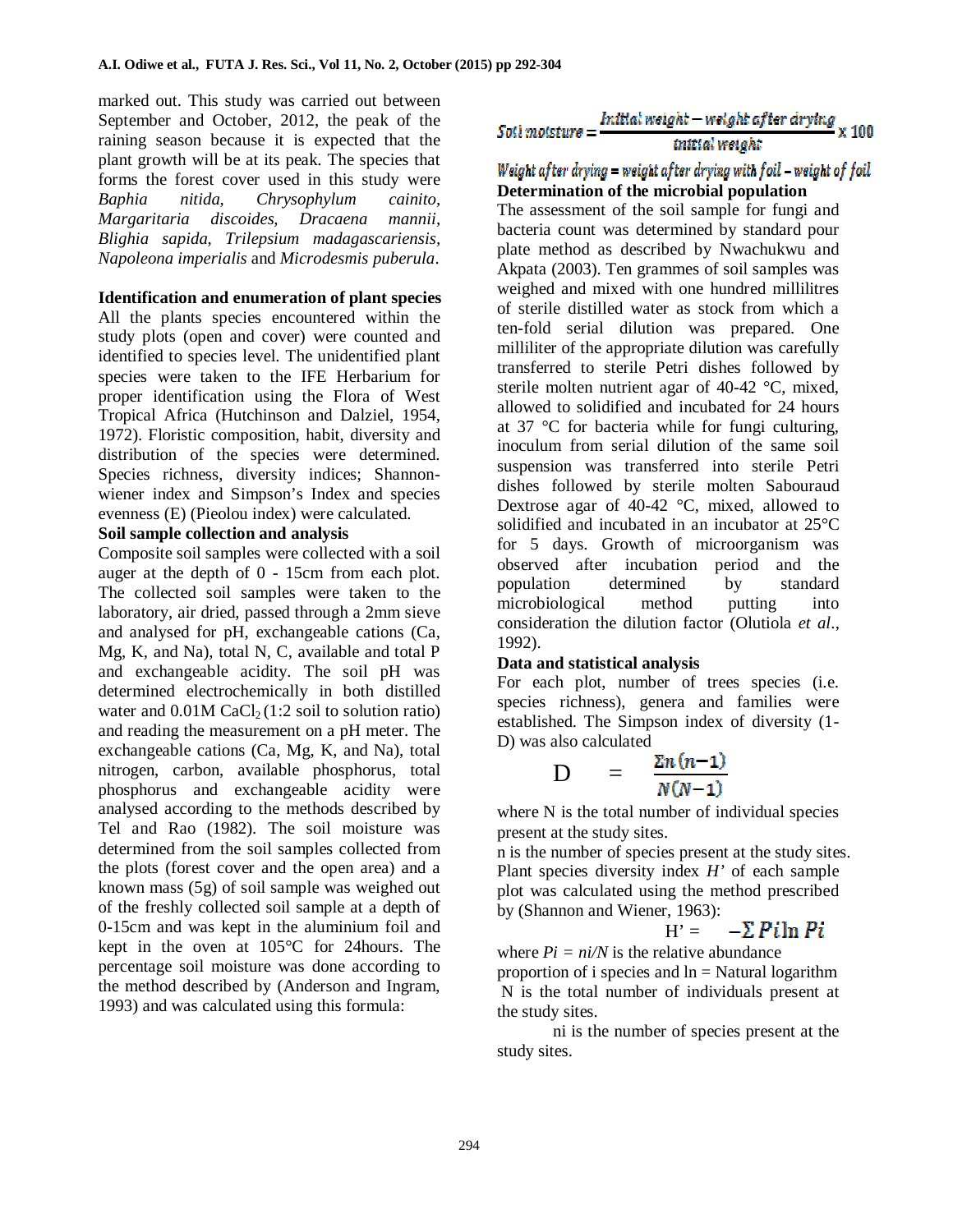marked out. This study was carried out between September and October, 2012, the peak of the raining season because it is expected that the plant growth will be at its peak. The species that forms the forest cover used in this study were *Baphia nitida*, *Chrysophylum cainito*, *Margaritaria discoides*, *Dracaena mannii*, *Blighia sapida*, *Trilepsium madagascariensis*, *Napoleona imperialis* and *Microdesmis puberula*.

**Identification and enumeration of plant species**

All the plants species encountered within the study plots (open and cover) were counted and identified to species level. The unidentified plant species were taken to the IFE Herbarium for proper identification using the Flora of West Tropical Africa (Hutchinson and Dalziel, 1954, 1972). Floristic composition, habit, diversity and distribution of the species were determined. Species richness, diversity indices; Shannon-wiener index and Simpson's Index and species evenness (E) (Pieolou index) were calculated.

**Soil sample collection and analysis**

Composite soil samples were collected with a soil auger at the depth of 0 - 15cm from each plot. The collected soil samples were taken to the laboratory, air dried, passed through a 2mm sieve and analysed for pH, exchangeable cations (Ca, Mg, K, and Na), total N, C, available and total P and exchangeable acidity. The soil pH was determined electrochemically in both distilled water and 0.01M $CaCl_2$ (1:2 soil to solution ratio) and reading the measurement on a pH meter. The exchangeable cations (Ca, Mg, K, and Na), total nitrogen, carbon, available phosphorus, total phosphorus and exchangeable acidity were analysed according to the methods described by Tel and Rao (1982). The soil moisture was determined from the soil samples collected from the plots (forest cover and the open area) and a known mass (5g) of soil sample was weighed out of the freshly collected soil sample at a depth of 0-15cm and was kept in the aluminium foil and kept in the oven at 105°C for 24hours. The percentage soil moisture was done according to the method described by (Anderson and Ingram, 1993) and was calculated using this formula:

$$Soil\ moisture = \frac{Initial\ weight - weight\ after\ drying}{initial\ weight} \times 100$$

$$Weight\ after\ drying = weight\ after\ drying\ with\ foil - weight\ of\ foil$$

**Determination of the microbial population**

The assessment of the soil sample for fungi and bacteria count was determined by standard pour plate method as described by Nwachukwu and Akpata (2003). Ten grammes of soil samples was weighed and mixed with one hundred millilitres of sterile distilled water as stock from which a ten-fold serial dilution was prepared. One milliliter of the appropriate dilution was carefully transferred to sterile Petri dishes followed by sterile molten nutrient agar of 40-42 °C, mixed, allowed to solidified and incubated for 24 hours at 37 °C for bacteria while for fungi culturing, inoculum from serial dilution of the same soil suspension was transferred into sterile Petri dishes followed by sterile molten Sabouraud Dextrose agar of 40-42 °C, mixed, allowed to solidified and incubated in an incubator at 25°C for 5 days. Growth of microorganism was observed after incubation period and the population determined by standard microbiological method putting into consideration the dilution factor (Olutiola *et al*., 1992).

**Data and statistical analysis**

For each plot, number of trees species (i.e. species richness), genera and families were established. The Simpson index of diversity (1-D) was also calculated

$$D = \frac{\Sigma n(n-1)}{N(N-1)}$$

where N is the total number of individual species present at the study sites.

n is the number of species present at the study sites.

Plant species diversity index *H'* of each sample plot was calculated using the method prescribed by (Shannon and Wiener, 1963):

$$H' = -\Sigma Pi \ln Pi$$

where $Pi = ni/N$ is the relative abundance proportion of i species and ln = Natural logarithm

N is the total number of individuals present at the study sites.

ni is the number of species present at the study sites.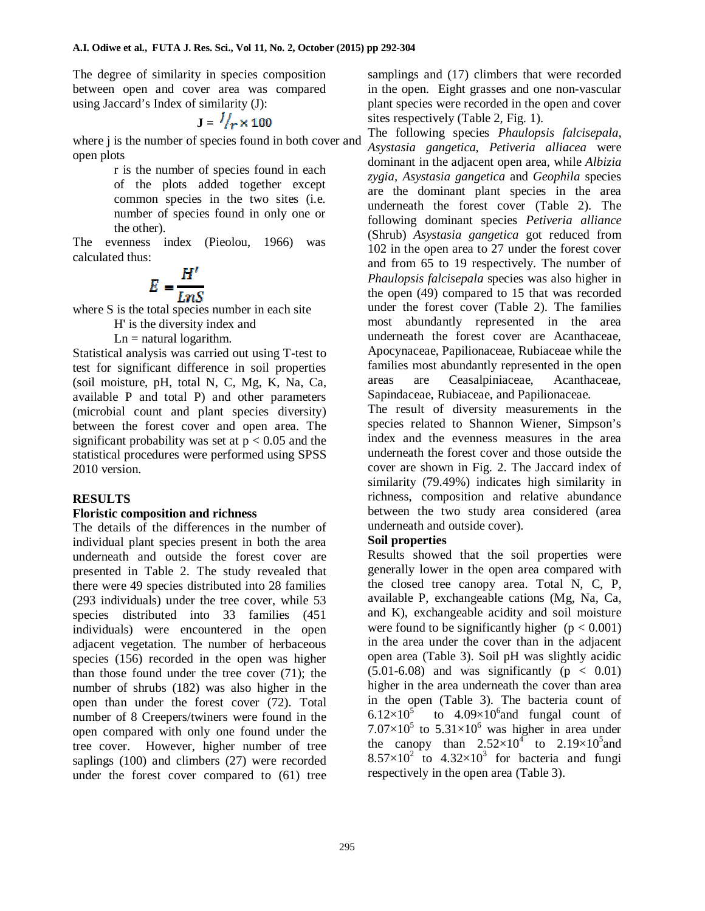The degree of similarity in species composition between open and cover area was compared using Jaccard's Index of similarity (J):

$$J = j/r \times 100$$

where j is the number of species found in both cover and open plots

r is the number of species found in each of the plots added together except common species in the two sites (i.e. number of species found in only one or the other).

The evenness index (Pieolou, 1966) was calculated thus:

$$E = \frac{H'}{LnS}$$

where S is the total species number in each site

H' is the diversity index and

Ln = natural logarithm.

Statistical analysis was carried out using T-test to test for significant difference in soil properties (soil moisture, pH, total N, C, Mg, K, Na, Ca, available P and total P) and other parameters (microbial count and plant species diversity) between the forest cover and open area. The significant probability was set at $p < 0.05$ and the statistical procedures were performed using SPSS 2010 version.

## RESULTS

### Floristic composition and richness

The details of the differences in the number of individual plant species present in both the area underneath and outside the forest cover are presented in Table 2. The study revealed that there were 49 species distributed into 28 families (293 individuals) under the tree cover, while 53 species distributed into 33 families (451 individuals) were encountered in the open adjacent vegetation. The number of herbaceous species (156) recorded in the open was higher than those found under the tree cover (71); the number of shrubs (182) was also higher in the open than under the forest cover (72). Total number of 8 Creepers/twiners were found in the open compared with only one found under the tree cover. However, higher number of tree saplings (100) and climbers (27) were recorded under the forest cover compared to (61) tree samplings and (17) climbers that were recorded in the open. Eight grasses and one non-vascular plant species were recorded in the open and cover sites respectively (Table 2, Fig. 1).

The following species *Phaulopsis falcisepala*, *Asystasia gangetica*, *Petiveria alliacea* were dominant in the adjacent open area, while *Albizia zygia*, *Asystasia gangetica* and *Geophila* species are the dominant plant species in the area underneath the forest cover (Table 2). The following dominant species *Petiveria alliance* (Shrub) *Asystasia gangetica* got reduced from 102 in the open area to 27 under the forest cover and from 65 to 19 respectively. The number of *Phaulopsis falcisepala* species was also higher in the open (49) compared to 15 that was recorded under the forest cover (Table 2). The families most abundantly represented in the area underneath the forest cover are Acanthaceae, Apocynaceae, Papilionaceae, Rubiaceae while the families most abundantly represented in the open areas are Ceasalpiniaceae, Acanthaceae, Sapindaceae, Rubiaceae, and Papilionaceae.

The result of diversity measurements in the species related to Shannon Wiener, Simpson's index and the evenness measures in the area underneath the forest cover and those outside the cover are shown in Fig. 2. The Jaccard index of similarity (79.49%) indicates high similarity in richness, composition and relative abundance between the two study area considered (area underneath and outside cover).

### Soil properties

Results showed that the soil properties were generally lower in the open area compared with the closed tree canopy area. Total N, C, P, available P, exchangeable cations (Mg, Na, Ca, and K), exchangeable acidity and soil moisture were found to be significantly higher ($p < 0.001$) in the area under the cover than in the adjacent open area (Table 3). Soil pH was slightly acidic (5.01-6.08) and was significantly ($p < 0.01$) higher in the area underneath the cover than area in the open (Table 3). The bacteria count of $6.12\times10^5$ to $4.09\times10^6$ and fungal count of $7.07\times10^5$ to $5.31\times10^6$ was higher in area under the canopy than $2.52\times10^4$ to $2.19\times10^5$ and $8.57\times10^2$ to $4.32\times10^3$ for bacteria and fungi respectively in the open area (Table 3).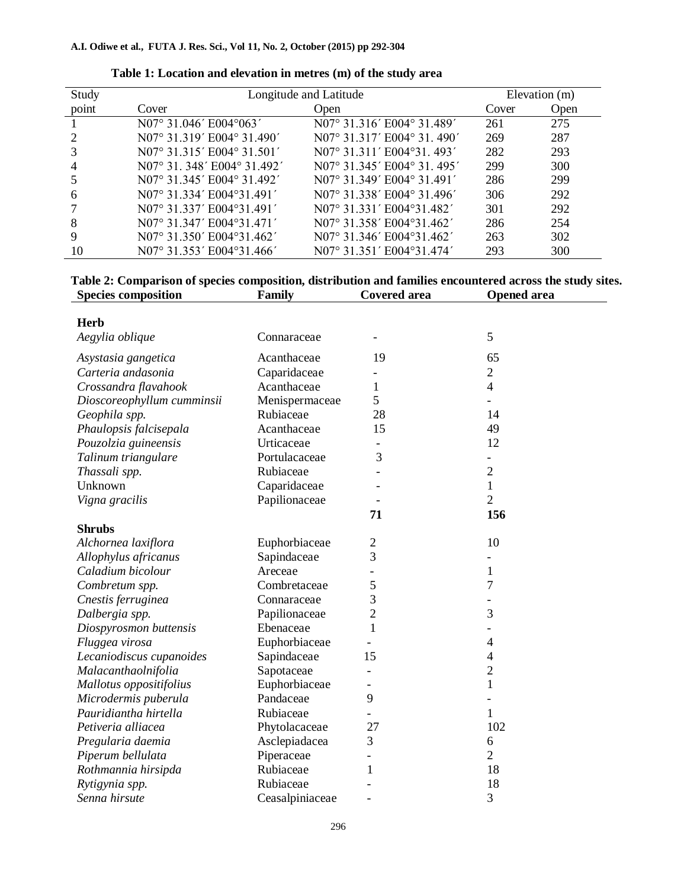**Table 1: Location and elevation in metres (m) of the study area**

| Study | Longitude and Latitude | | Elevation (m) | |
|---|---|---|---|---|
| point | Cover | Open | Cover | Open |
| 1 | N07° 31.046′ E004°063′ | N07° 31.316′ E004° 31.489′ | 261 | 275 |
| 2 | N07° 31.319′ E004° 31.490′ | N07° 31.317′ E004° 31. 490′ | 269 | 287 |
| 3 | N07° 31.315′ E004° 31.501′ | N07° 31.311′ E004°31. 493′ | 282 | 293 |
| 4 | N07° 31. 348′ E004° 31.492′ | N07° 31.345′ E004° 31. 495′ | 299 | 300 |
| 5 | N07° 31.345′ E004° 31.492′ | N07° 31.349′ E004° 31.491′ | 286 | 299 |
| 6 | N07° 31.334′ E004°31.491′ | N07° 31.338′ E004° 31.496′ | 306 | 292 |
| 7 | N07° 31.337′ E004°31.491′ | N07° 31.331′ E004°31.482′ | 301 | 292 |
| 8 | N07° 31.347′ E004°31.471′ | N07° 31.358′ E004°31.462′ | 286 | 254 |
| 9 | N07° 31.350′ E004°31.462′ | N07° 31.346′ E004°31.462′ | 263 | 302 |
| 10 | N07° 31.353′ E004°31.466′ | N07° 31.351′ E004°31.474′ | 293 | 300 |

**Table 2: Comparison of species composition, distribution and families encountered across the study sites.**

| Species composition | Family | Covered area | Opened area |
|---|---|---|---|
| **Herb** | | | |
| *Aegylia oblique* | Connaraceae | - | 5 |
| *Asystasia gangetica* | Acanthaceae | 19 | 65 |
| *Carteria andasonia* | Caparidaceae | - | 2 |
| *Crossandra flavahook* | Acanthaceae | 1 | 4 |
| *Dioscoreophyllum cumminsii* | Menispermaceae | 5 | - |
| *Geophila spp.* | Rubiaceae | 28 | 14 |
| *Phaulopsis falcisepala* | Acanthaceae | 15 | 49 |
| *Pouzolzia guineensis* | Urticaceae | - | 12 |
| *Talinum triangulare* | Portulacaceae | 3 | - |
| *Thassali spp.* | Rubiaceae | - | 2 |
| Unknown | Caparidaceae | - | 1 |
| *Vigna gracilis* | Papilionaceae | - | 2 |
| | | **71** | **156** |
| **Shrubs** | | | |
| *Alchornea laxiflora* | Euphorbiaceae | 2 | 10 |
| *Allophylus africanus* | Sapindaceae | 3 | - |
| *Caladium bicolour* | Areceae | - | 1 |
| *Combretum spp.* | Combretaceae | 5 | 7 |
| *Cnestis ferruginea* | Connaraceae | 3 | - |
| *Dalbergia spp.* | Papilionaceae | 2 | 3 |
| *Diospyrosmon buttensis* | Ebenaceae | 1 | - |
| *Fluggea virosa* | Euphorbiaceae | - | 4 |
| *Lecaniodiscus cupanoides* | Sapindaceae | 15 | 4 |
| *Malacanthaolnifolia* | Sapotaceae | - | 2 |
| *Mallotus oppositifolius* | Euphorbiaceae | - | 1 |
| *Microdermis puberula* | Pandaceae | 9 | - |
| *Pauridiantha hirtella* | Rubiaceae | - | 1 |
| *Petiveria alliacea* | Phytolacaceae | 27 | 102 |
| *Pregularia daemia* | Asclepiadacea | 3 | 6 |
| *Piperum bellulata* | Piperaceae | - | 2 |
| *Rothmannia hirsipda* | Rubiaceae | 1 | 18 |
| *Rytigynia spp.* | Rubiaceae | - | 18 |
| *Senna hirsute* | Ceasalpiniaceae | - | 3 |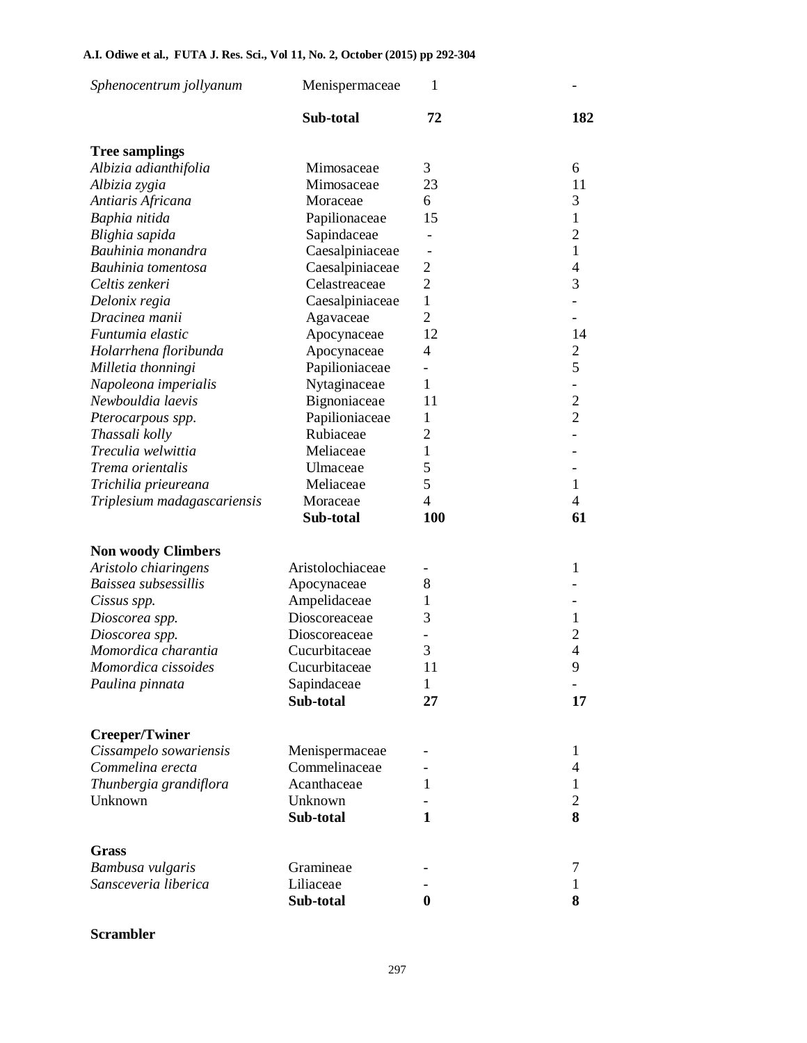| | | | |
|---|---|---|---|
| *Sphenocentrum jollyanum* | Menispermaceae | 1 | - |
| | **Sub-total** | **72** | **182** |
| **Tree samplings** | | | |
| *Albizia adianthifolia* | Mimosaceae | 3 | 6 |
| *Albizia zygia* | Mimosaceae | 23 | 11 |
| *Antiaris Africana* | Moraceae | 6 | 3 |
| *Baphia nitida* | Papilionaceae | 15 | 1 |
| *Blighia sapida* | Sapindaceae | - | 2 |
| *Bauhinia monandra* | Caesalpiniaceae | - | 1 |
| *Bauhinia tomentosa* | Caesalpiniaceae | 2 | 4 |
| *Celtis zenkeri* | Celastreaceae | 2 | 3 |
| *Delonix regia* | Caesalpiniaceae | 1 | - |
| *Dracinea manii* | Agavaceae | 2 | - |
| *Funtumia elastic* | Apocynaceae | 12 | 14 |
| *Holarrhena floribunda* | Apocynaceae | 4 | 2 |
| *Milletia thonningi* | Papilioniaceae | - | 5 |
| *Napoleona imperialis* | Nytaginaceae | 1 | - |
| *Newbouldia laevis* | Bignoniaceae | 11 | 2 |
| *Pterocarpous spp.* | Papilioniaceae | 1 | 2 |
| *Thassali kolly* | Rubiaceae | 2 | - |
| *Treculia welwittia* | Meliaceae | 1 | - |
| *Trema orientalis* | Ulmaceae | 5 | - |
| *Trichilia prieureana* | Meliaceae | 5 | 1 |
| *Triplesium madagascariensis* | Moraceae | 4 | 4 |
| | **Sub-total** | **100** | **61** |
| **Non woody Climbers** | | | |
| *Aristolo chiaringens* | Aristolochiaceae | - | 1 |
| *Baissea subsessillis* | Apocynaceae | 8 | - |
| *Cissus spp.* | Ampelidaceae | 1 | - |
| *Dioscorea spp.* | Dioscoreaceae | 3 | 1 |
| *Dioscorea spp.* | Dioscoreaceae | - | 2 |
| *Momordica charantia* | Cucurbitaceae | 3 | 4 |
| *Momordica cissoides* | Cucurbitaceae | 11 | 9 |
| *Paulina pinnata* | Sapindaceae | 1 | - |
| | **Sub-total** | **27** | **17** |
| **Creeper/Twiner** | | | |
| *Cissampelo sowariensis* | Menispermaceae | - | 1 |
| *Commelina erecta* | Commelinaceae | - | 4 |
| *Thunbergia grandiflora* | Acanthaceae | 1 | 1 |
| Unknown | Unknown | - | 2 |
| | **Sub-total** | **1** | **8** |
| **Grass** | | | |
| *Bambusa vulgaris* | Gramineae | - | 7 |
| *Sansceveria liberica* | Liliaceae | - | 1 |
| | **Sub-total** | **0** | **8** |
| **Scrambler** | | | |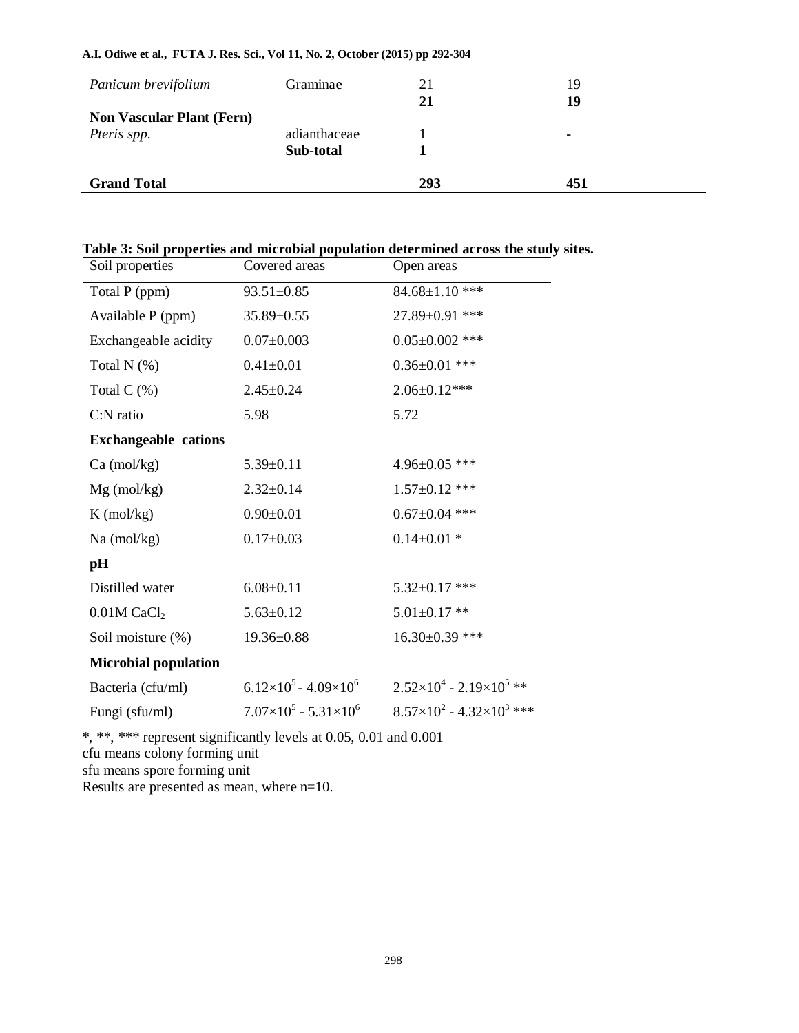| | | | |
|---|---|---|---|
| *Panicum brevifolium* | Graminae | 21 | 19 |
| | | **21** | **19** |
| **Non Vascular Plant (Fern)** | | | |
| *Pteris spp.* | adianthaceae | 1 | - |
| | **Sub-total** | **1** | |
| **Grand Total** | | **293** | **451** |

**Table 3: Soil properties and microbial population determined across the study sites.**

| Soil properties | Covered areas | Open areas |
|---|---|---|
| Total P (ppm) | 93.51±0.85 | 84.68±1.10 *** |
| Available P (ppm) | 35.89±0.55 | 27.89±0.91 *** |
| Exchangeable acidity | 0.07±0.003 | 0.05±0.002 *** |
| Total N (%) | 0.41±0.01 | 0.36±0.01 *** |
| Total C (%) | 2.45±0.24 | 2.06±0.12*** |
| C:N ratio | 5.98 | 5.72 |
| **Exchangeable cations** | | |
| Ca (mol/kg) | 5.39±0.11 | 4.96±0.05 *** |
| Mg (mol/kg) | 2.32±0.14 | 1.57±0.12 *** |
| K (mol/kg) | 0.90±0.01 | 0.67±0.04 *** |
| Na (mol/kg) | 0.17±0.03 | 0.14±0.01 * |
| **pH** | | |
| Distilled water | 6.08±0.11 | 5.32±0.17 *** |
| 0.01M $CaCl_2$ | 5.63±0.12 | 5.01±0.17 ** |
| Soil moisture (%) | 19.36±0.88 | 16.30±0.39 *** |
| **Microbial population** | | |
| Bacteria (cfu/ml) | $6.12\times10^5$ - $4.09\times10^6$ | $2.52\times10^4$ - $2.19\times10^5$ ** |
| Fungi (sfu/ml) | $7.07\times10^5$ - $5.31\times10^6$ | $8.57\times10^2$ - $4.32\times10^3$ *** |

*, **, *** represent significantly levels at 0.05, 0.01 and 0.001
cfu means colony forming unit
sfu means spore forming unit
Results are presented as mean, where n=10.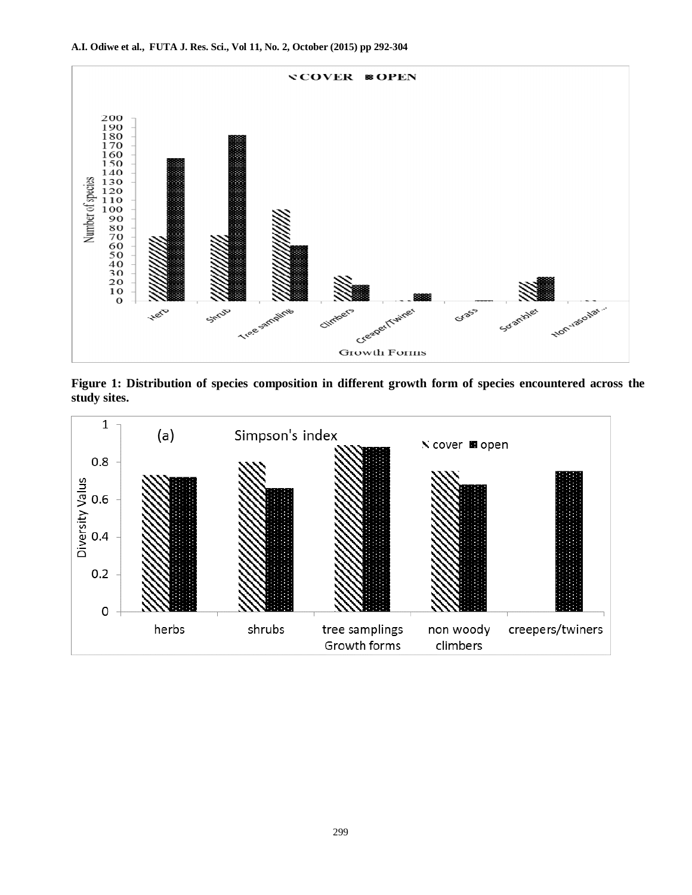Figure 1: Distribution of species composition in different growth form of species encountered across the study sites.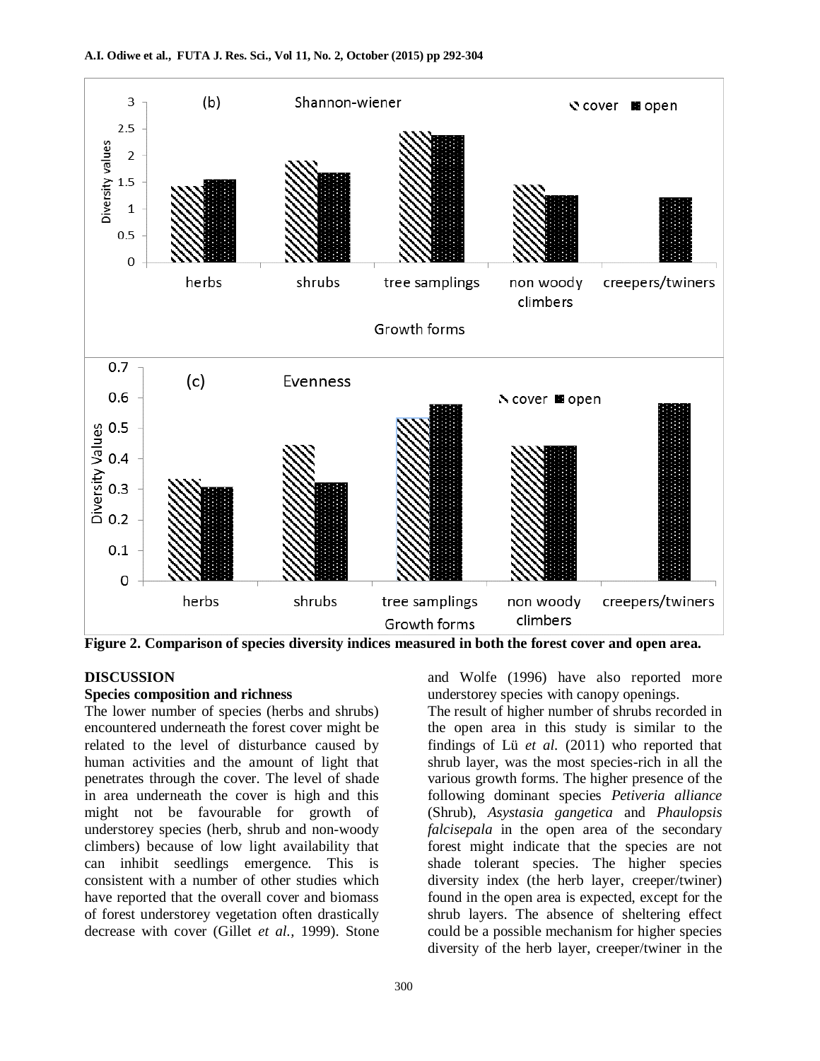**Figure 2. Comparison of species diversity indices measured in both the forest cover and open area.**

## DISCUSSION

### Species composition and richness

The lower number of species (herbs and shrubs) encountered underneath the forest cover might be related to the level of disturbance caused by human activities and the amount of light that penetrates through the cover. The level of shade in area underneath the cover is high and this might not be favourable for growth of understorey species (herb, shrub and non-woody climbers) because of low light availability that can inhibit seedlings emergence. This is consistent with a number of other studies which have reported that the overall cover and biomass of forest understorey vegetation often drastically decrease with cover (Gillet *et al.,* 1999). Stone and Wolfe (1996) have also reported more understorey species with canopy openings.

The result of higher number of shrubs recorded in the open area in this study is similar to the findings of Lü *et al.* (2011) who reported that shrub layer, was the most species-rich in all the various growth forms. The higher presence of the following dominant species *Petiveria alliance* (Shrub), *Asystasia gangetica* and *Phaulopsis falcisepala* in the open area of the secondary forest might indicate that the species are not shade tolerant species. The higher species diversity index (the herb layer, creeper/twiner) found in the open area is expected, except for the shrub layers. The absence of sheltering effect could be a possible mechanism for higher species diversity of the herb layer, creeper/twiner in the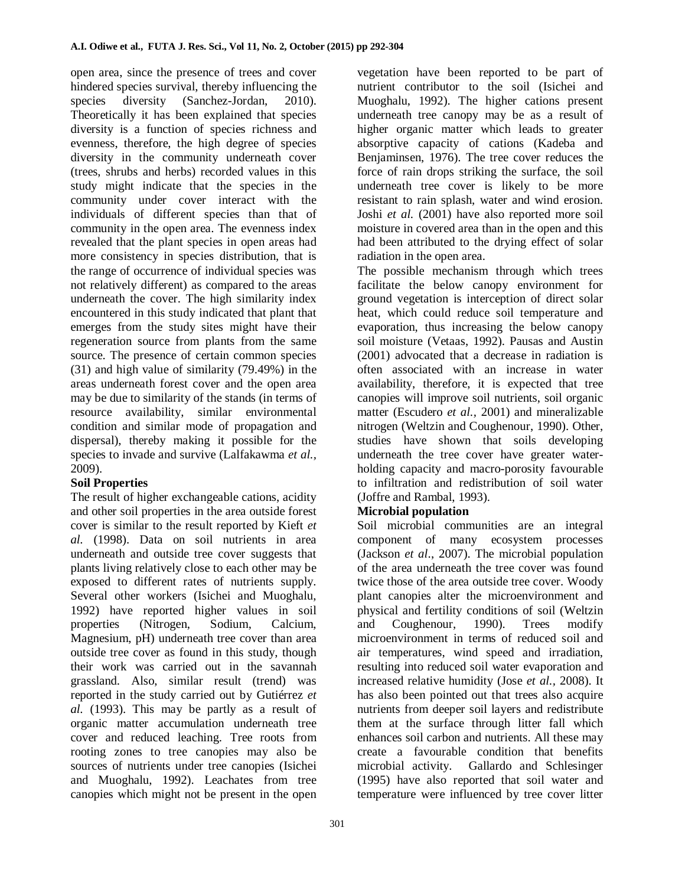open area, since the presence of trees and cover hindered species survival, thereby influencing the species diversity (Sanchez-Jordan, 2010). Theoretically it has been explained that species diversity is a function of species richness and evenness, therefore, the high degree of species diversity in the community underneath cover (trees, shrubs and herbs) recorded values in this study might indicate that the species in the community under cover interact with the individuals of different species than that of community in the open area. The evenness index revealed that the plant species in open areas had more consistency in species distribution, that is the range of occurrence of individual species was not relatively different) as compared to the areas underneath the cover. The high similarity index encountered in this study indicated that plant that emerges from the study sites might have their regeneration source from plants from the same source. The presence of certain common species (31) and high value of similarity (79.49%) in the areas underneath forest cover and the open area may be due to similarity of the stands (in terms of resource availability, similar environmental condition and similar mode of propagation and dispersal), thereby making it possible for the species to invade and survive (Lalfakawma *et al.*, 2009).

**Soil Properties**

The result of higher exchangeable cations, acidity and other soil properties in the area outside forest cover is similar to the result reported by Kieft *et al.* (1998). Data on soil nutrients in area underneath and outside tree cover suggests that plants living relatively close to each other may be exposed to different rates of nutrients supply. Several other workers (Isichei and Muoghalu, 1992) have reported higher values in soil properties (Nitrogen, Sodium, Calcium, Magnesium, pH) underneath tree cover than area outside tree cover as found in this study, though their work was carried out in the savannah grassland. Also, similar result (trend) was reported in the study carried out by Gutiérrez *et al.* (1993). This may be partly as a result of organic matter accumulation underneath tree cover and reduced leaching. Tree roots from rooting zones to tree canopies may also be sources of nutrients under tree canopies (Isichei and Muoghalu, 1992). Leachates from tree canopies which might not be present in the open vegetation have been reported to be part of nutrient contributor to the soil (Isichei and Muoghalu, 1992). The higher cations present underneath tree canopy may be as a result of higher organic matter which leads to greater absorptive capacity of cations (Kadeba and Benjaminsen, 1976). The tree cover reduces the force of rain drops striking the surface, the soil underneath tree cover is likely to be more resistant to rain splash, water and wind erosion. Joshi *et al.* (2001) have also reported more soil moisture in covered area than in the open and this had been attributed to the drying effect of solar radiation in the open area.

The possible mechanism through which trees facilitate the below canopy environment for ground vegetation is interception of direct solar heat, which could reduce soil temperature and evaporation, thus increasing the below canopy soil moisture (Vetaas, 1992). Pausas and Austin (2001) advocated that a decrease in radiation is often associated with an increase in water availability, therefore, it is expected that tree canopies will improve soil nutrients, soil organic matter (Escudero *et al.*, 2001) and mineralizable nitrogen (Weltzin and Coughenour, 1990). Other, studies have shown that soils developing underneath the tree cover have greater water-holding capacity and macro-porosity favourable to infiltration and redistribution of soil water (Joffre and Rambal, 1993).

**Microbial population**

Soil microbial communities are an integral component of many ecosystem processes (Jackson *et al*., 2007). The microbial population of the area underneath the tree cover was found twice those of the area outside tree cover. Woody plant canopies alter the microenvironment and physical and fertility conditions of soil (Weltzin and Coughenour, 1990). Trees modify microenvironment in terms of reduced soil and air temperatures, wind speed and irradiation, resulting into reduced soil water evaporation and increased relative humidity (Jose *et al.*, 2008). It has also been pointed out that trees also acquire nutrients from deeper soil layers and redistribute them at the surface through litter fall which enhances soil carbon and nutrients. All these may create a favourable condition that benefits microbial activity. Gallardo and Schlesinger (1995) have also reported that soil water and temperature were influenced by tree cover litter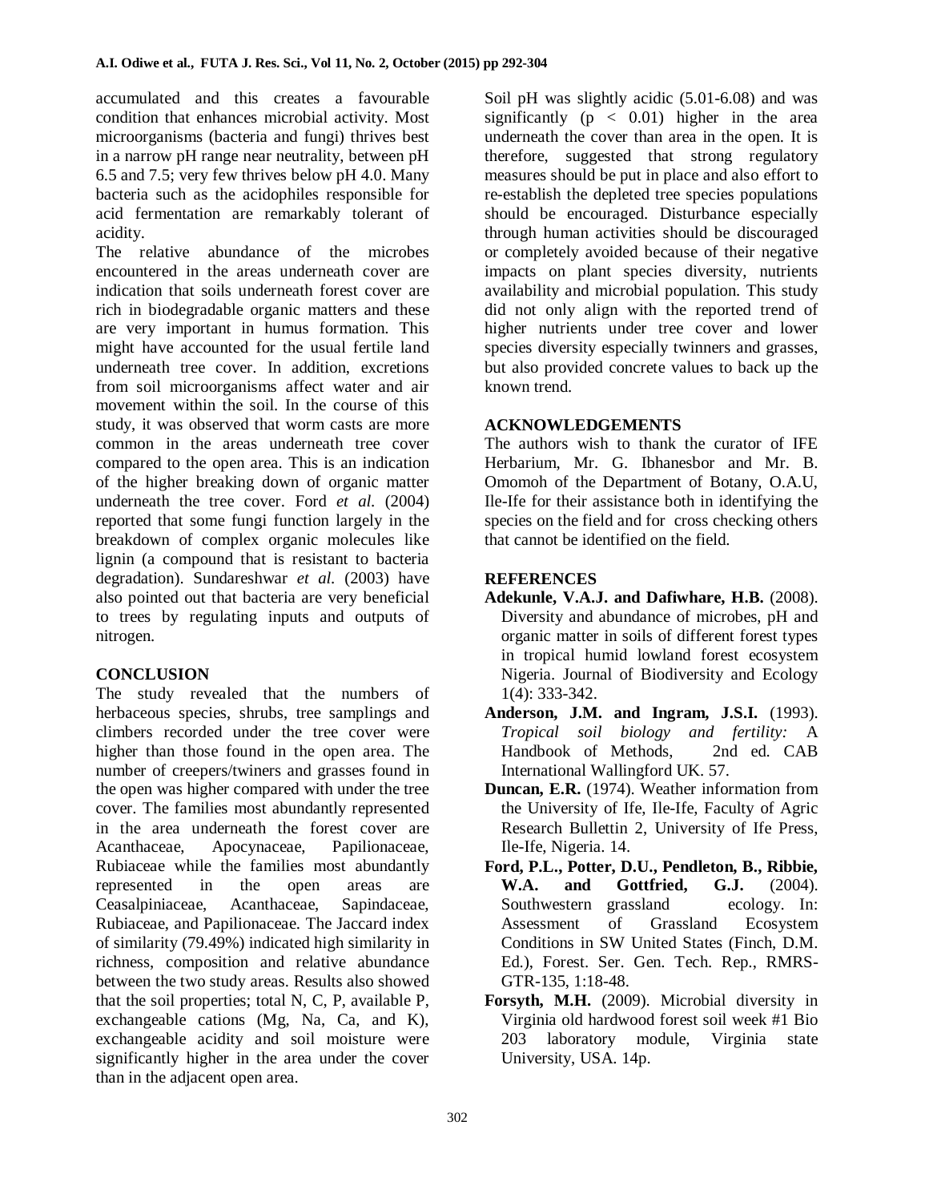accumulated and this creates a favourable condition that enhances microbial activity. Most microorganisms (bacteria and fungi) thrives best in a narrow pH range near neutrality, between pH 6.5 and 7.5; very few thrives below pH 4.0. Many bacteria such as the acidophiles responsible for acid fermentation are remarkably tolerant of acidity.

The relative abundance of the microbes encountered in the areas underneath cover are indication that soils underneath forest cover are rich in biodegradable organic matters and these are very important in humus formation. This might have accounted for the usual fertile land underneath tree cover. In addition, excretions from soil microorganisms affect water and air movement within the soil. In the course of this study, it was observed that worm casts are more common in the areas underneath tree cover compared to the open area. This is an indication of the higher breaking down of organic matter underneath the tree cover. Ford *et al.* (2004) reported that some fungi function largely in the breakdown of complex organic molecules like lignin (a compound that is resistant to bacteria degradation). Sundareshwar *et al.* (2003) have also pointed out that bacteria are very beneficial to trees by regulating inputs and outputs of nitrogen.

## CONCLUSION

The study revealed that the numbers of herbaceous species, shrubs, tree samplings and climbers recorded under the tree cover were higher than those found in the open area. The number of creepers/twiners and grasses found in the open was higher compared with under the tree cover. The families most abundantly represented in the area underneath the forest cover are Acanthaceae, Apocynaceae, Papilionaceae, Rubiaceae while the families most abundantly represented in the open areas are Ceasalpiniaceae, Acanthaceae, Sapindaceae, Rubiaceae, and Papilionaceae. The Jaccard index of similarity (79.49%) indicated high similarity in richness, composition and relative abundance between the two study areas. Results also showed that the soil properties; total N, C, P, available P, exchangeable cations (Mg, Na, Ca, and K), exchangeable acidity and soil moisture were significantly higher in the area under the cover than in the adjacent open area.

Soil pH was slightly acidic (5.01-6.08) and was significantly ($p < 0.01$) higher in the area underneath the cover than area in the open. It is therefore, suggested that strong regulatory measures should be put in place and also effort to re-establish the depleted tree species populations should be encouraged. Disturbance especially through human activities should be discouraged or completely avoided because of their negative impacts on plant species diversity, nutrients availability and microbial population. This study did not only align with the reported trend of higher nutrients under tree cover and lower species diversity especially twinners and grasses, but also provided concrete values to back up the known trend.

## ACKNOWLEDGEMENTS

The authors wish to thank the curator of IFE Herbarium, Mr. G. Ibhanesbor and Mr. B. Omomoh of the Department of Botany, O.A.U, Ile-Ife for their assistance both in identifying the species on the field and for cross checking others that cannot be identified on the field.

## REFERENCES

**Adekunle, V.A.J. and Dafiwhare, H.B.** (2008). Diversity and abundance of microbes, pH and organic matter in soils of different forest types in tropical humid lowland forest ecosystem Nigeria. Journal of Biodiversity and Ecology 1(4): 333-342.

**Anderson, J.M. and Ingram, J.S.I.** (1993). *Tropical soil biology and fertility:* A Handbook of Methods, 2nd ed. CAB International Wallingford UK. 57.

**Duncan, E.R.** (1974). Weather information from the University of Ife, Ile-Ife, Faculty of Agric Research Bullettin 2, University of Ife Press, Ile-Ife, Nigeria. 14.

**Ford, P.L., Potter, D.U., Pendleton, B., Ribbie, W.A. and Gottfried, G.J.** (2004). Southwestern grassland ecology. In: Assessment of Grassland Ecosystem Conditions in SW United States (Finch, D.M. Ed.), Forest. Ser. Gen. Tech. Rep., RMRS-GTR-135, 1:18-48.

**Forsyth, M.H.** (2009). Microbial diversity in Virginia old hardwood forest soil week #1 Bio 203 laboratory module, Virginia state University, USA. 14p.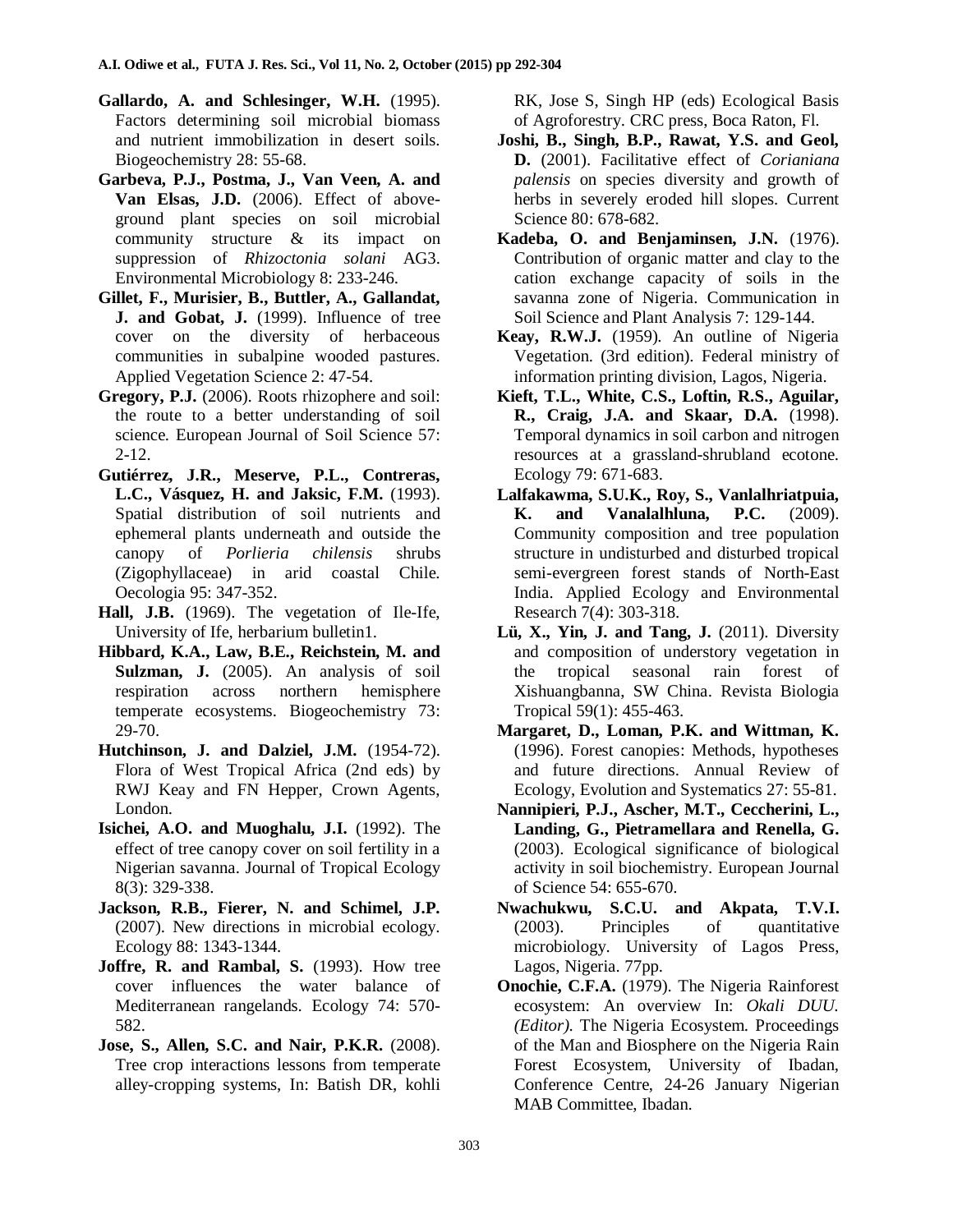**Gallardo, A. and Schlesinger, W.H.** (1995). Factors determining soil microbial biomass and nutrient immobilization in desert soils. Biogeochemistry 28: 55-68.

**Garbeva, P.J., Postma, J., Van Veen, A. and Van Elsas, J.D.** (2006). Effect of above-ground plant species on soil microbial community structure & its impact on suppression of *Rhizoctonia solani* AG3. Environmental Microbiology 8: 233-246.

**Gillet, F., Murisier, B., Buttler, A., Gallandat, J. and Gobat, J.** (1999). Influence of tree cover on the diversity of herbaceous communities in subalpine wooded pastures. Applied Vegetation Science 2: 47-54.

**Gregory, P.J.** (2006). Roots rhizophere and soil: the route to a better understanding of soil science. European Journal of Soil Science 57: 2-12.

**Gutiérrez, J.R., Meserve, P.L., Contreras, L.C., Vásquez, H. and Jaksic, F.M.** (1993). Spatial distribution of soil nutrients and ephemeral plants underneath and outside the canopy of *Porlieria chilensis* shrubs (Zigophyllaceae) in arid coastal Chile. Oecologia 95: 347-352.

**Hall, J.B.** (1969). The vegetation of Ile-Ife, University of Ife, herbarium bulletin1.

**Hibbard, K.A., Law, B.E., Reichstein, M. and Sulzman, J.** (2005). An analysis of soil respiration across northern hemisphere temperate ecosystems. Biogeochemistry 73: 29-70.

**Hutchinson, J. and Dalziel, J.M.** (1954-72). Flora of West Tropical Africa (2nd eds) by RWJ Keay and FN Hepper, Crown Agents, London.

**Isichei, A.O. and Muoghalu, J.I.** (1992). The effect of tree canopy cover on soil fertility in a Nigerian savanna. Journal of Tropical Ecology 8(3): 329-338.

**Jackson, R.B., Fierer, N. and Schimel, J.P.** (2007). New directions in microbial ecology. Ecology 88: 1343-1344.

**Joffre, R. and Rambal, S.** (1993). How tree cover influences the water balance of Mediterranean rangelands. Ecology 74: 570-582.

**Jose, S., Allen, S.C. and Nair, P.K.R.** (2008). Tree crop interactions lessons from temperate alley-cropping systems, In: Batish DR, kohli RK, Jose S, Singh HP (eds) Ecological Basis of Agroforestry. CRC press, Boca Raton, Fl.

**Joshi, B., Singh, B.P., Rawat, Y.S. and Geol, D.** (2001). Facilitative effect of *Corianiana palensis* on species diversity and growth of herbs in severely eroded hill slopes. Current Science 80: 678-682.

**Kadeba, O. and Benjaminsen, J.N.** (1976). Contribution of organic matter and clay to the cation exchange capacity of soils in the savanna zone of Nigeria. Communication in Soil Science and Plant Analysis 7: 129-144.

**Keay, R.W.J.** (1959). An outline of Nigeria Vegetation. (3rd edition). Federal ministry of information printing division, Lagos, Nigeria.

**Kieft, T.L., White, C.S., Loftin, R.S., Aguilar, R., Craig, J.A. and Skaar, D.A.** (1998). Temporal dynamics in soil carbon and nitrogen resources at a grassland-shrubland ecotone. Ecology 79: 671-683.

**Lalfakawma, S.U.K., Roy, S., Vanlalhriatpuia, K. and Vanalalhluna, P.C.** (2009). Community composition and tree population structure in undisturbed and disturbed tropical semi-evergreen forest stands of North-East India. Applied Ecology and Environmental Research 7(4): 303-318.

**Lü, X., Yin, J. and Tang, J.** (2011). Diversity and composition of understory vegetation in the tropical seasonal rain forest of Xishuangbanna, SW China. Revista Biologia Tropical 59(1): 455-463.

**Margaret, D., Loman, P.K. and Wittman, K.** (1996). Forest canopies: Methods, hypotheses and future directions. Annual Review of Ecology, Evolution and Systematics 27: 55-81.

**Nannipieri, P.J., Ascher, M.T., Ceccherini, L., Landing, G., Pietramellara and Renella, G.** (2003). Ecological significance of biological activity in soil biochemistry. European Journal of Science 54: 655-670.

**Nwachukwu, S.C.U. and Akpata, T.V.I.** (2003). Principles of quantitative microbiology. University of Lagos Press, Lagos, Nigeria. 77pp.

**Onochie, C.F.A.** (1979). The Nigeria Rainforest ecosystem: An overview In: *Okali DUU. (Editor).* The Nigeria Ecosystem. Proceedings of the Man and Biosphere on the Nigeria Rain Forest Ecosystem, University of Ibadan, Conference Centre, 24-26 January Nigerian MAB Committee, Ibadan.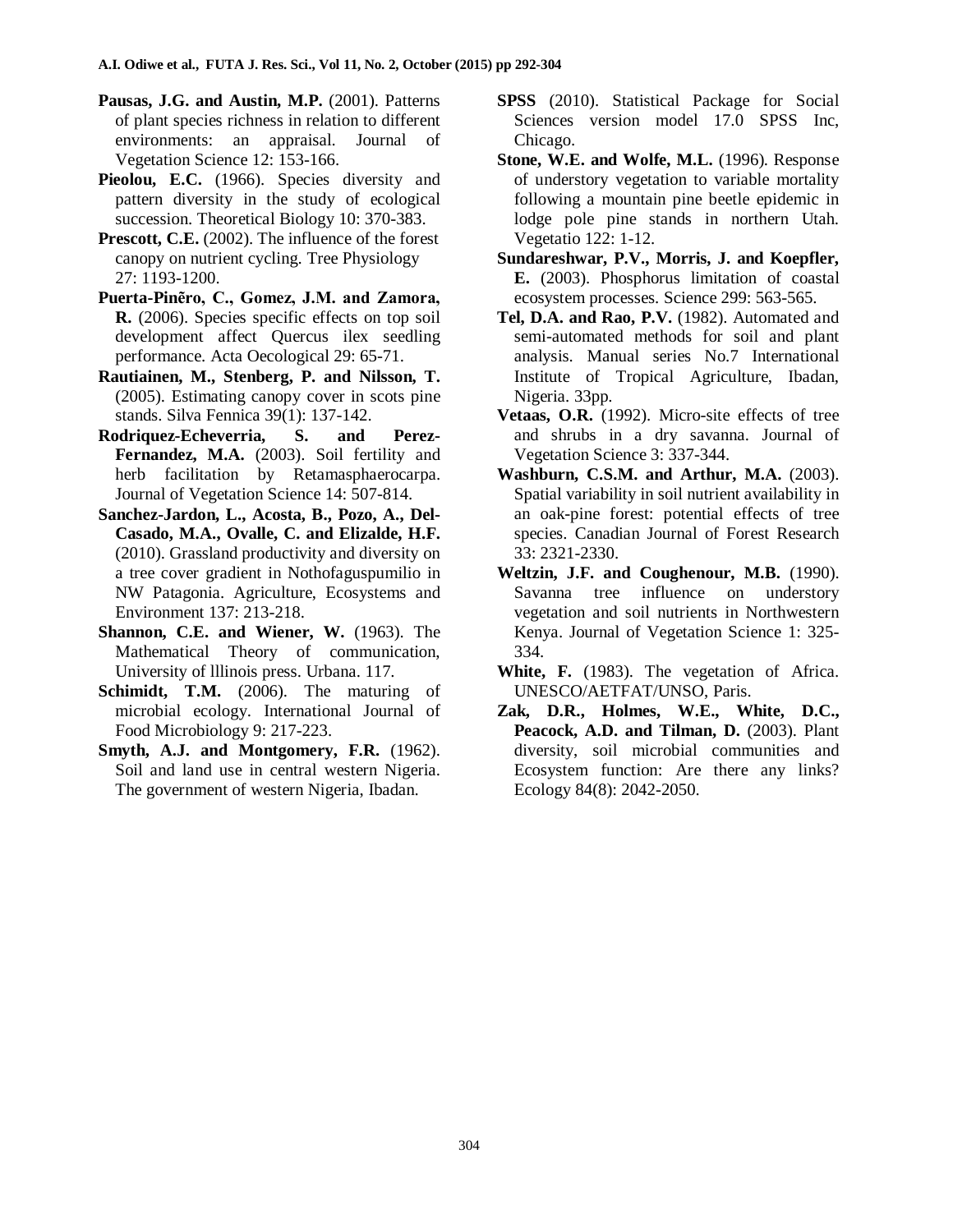**Pausas, J.G. and Austin, M.P.** (2001). Patterns of plant species richness in relation to different environments: an appraisal. Journal of Vegetation Science 12: 153-166.

**Pieolou, E.C.** (1966). Species diversity and pattern diversity in the study of ecological succession. Theoretical Biology 10: 370-383.

**Prescott, C.E.** (2002). The influence of the forest canopy on nutrient cycling. Tree Physiology 27: 1193-1200.

**Puerta-Pinẽro, C., Gomez, J.M. and Zamora, R.** (2006). Species specific effects on top soil development affect Quercus ilex seedling performance. Acta Oecological 29: 65-71.

**Rautiainen, M., Stenberg, P. and Nilsson, T.** (2005). Estimating canopy cover in scots pine stands. Silva Fennica 39(1): 137-142.

**Rodriquez-Echeverria, S. and Perez-Fernandez, M.A.** (2003). Soil fertility and herb facilitation by Retamasphaerocarpa. Journal of Vegetation Science 14: 507-814.

**Sanchez-Jardon, L., Acosta, B., Pozo, A., Del-Casado, M.A., Ovalle, C. and Elizalde, H.F.** (2010). Grassland productivity and diversity on a tree cover gradient in Nothofaguspumilio in NW Patagonia. Agriculture, Ecosystems and Environment 137: 213-218.

**Shannon, C.E. and Wiener, W.** (1963). The Mathematical Theory of communication, University of lllinois press. Urbana. 117.

**Schimidt, T.M.** (2006). The maturing of microbial ecology. International Journal of Food Microbiology 9: 217-223.

**Smyth, A.J. and Montgomery, F.R.** (1962). Soil and land use in central western Nigeria. The government of western Nigeria, Ibadan.

**SPSS** (2010). Statistical Package for Social Sciences version model 17.0 SPSS Inc, Chicago.

**Stone, W.E. and Wolfe, M.L.** (1996). Response of understory vegetation to variable mortality following a mountain pine beetle epidemic in lodge pole pine stands in northern Utah. Vegetatio 122: 1-12.

**Sundareshwar, P.V., Morris, J. and Koepfler, E.** (2003). Phosphorus limitation of coastal ecosystem processes. Science 299: 563-565.

**Tel, D.A. and Rao, P.V.** (1982). Automated and semi-automated methods for soil and plant analysis. Manual series No.7 International Institute of Tropical Agriculture, Ibadan, Nigeria. 33pp.

**Vetaas, O.R.** (1992). Micro-site effects of tree and shrubs in a dry savanna. Journal of Vegetation Science 3: 337-344.

**Washburn, C.S.M. and Arthur, M.A.** (2003). Spatial variability in soil nutrient availability in an oak-pine forest: potential effects of tree species. Canadian Journal of Forest Research 33: 2321-2330.

**Weltzin, J.F. and Coughenour, M.B.** (1990). Savanna tree influence on understory vegetation and soil nutrients in Northwestern Kenya. Journal of Vegetation Science 1: 325-334.

**White, F.** (1983). The vegetation of Africa. UNESCO/AETFAT/UNSO, Paris.

**Zak, D.R., Holmes, W.E., White, D.C., Peacock, A.D. and Tilman, D.** (2003). Plant diversity, soil microbial communities and Ecosystem function: Are there any links? Ecology 84(8): 2042-2050.